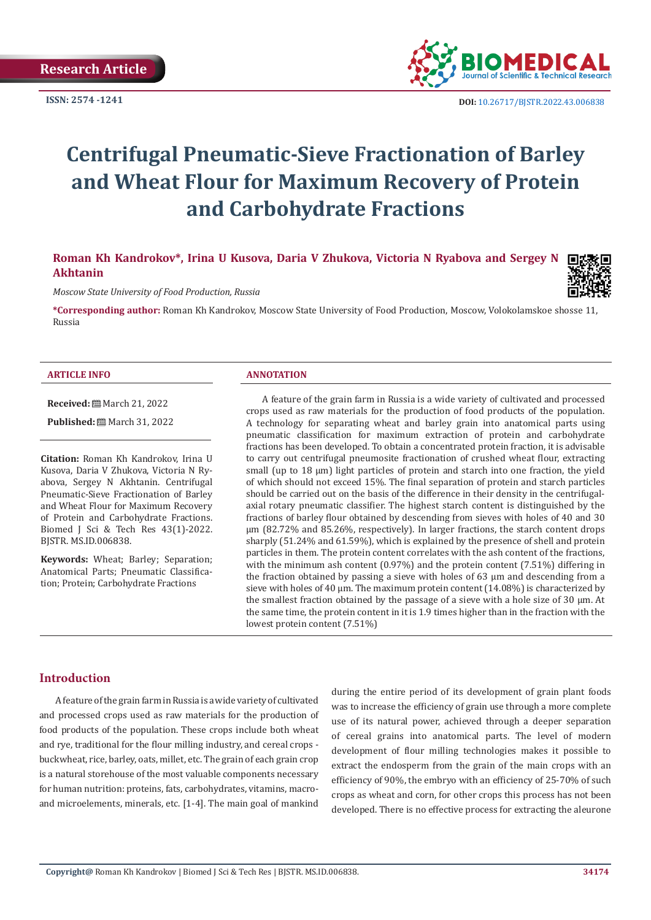Research Article

ISSN: 2574 -1241

DOI: 10.26717/BJSTR.2022.43.006838

# Centrifugal Pneumatic-Sieve Fractionation of Barley and Wheat Flour for Maximum Recovery of Protein and Carbohydrate Fractions

**Roman Kh Kandrokov*, Irina U Kusova, Daria V Zhukova, Victoria N Ryabova and Sergey N Akhtanin**

*Moscow State University of Food Production, Russia*

***Corresponding author:** Roman Kh Kandrokov, Moscow State University of Food Production, Moscow, Volokolamskoe shosse 11, Russia

## ARTICLE INFO

**Received:** March 21, 2022

**Published:** March 31, 2022

**Citation:** Roman Kh Kandrokov, Irina U Kusova, Daria V Zhukova, Victoria N Ryabova, Sergey N Akhtanin. Centrifugal Pneumatic-Sieve Fractionation of Barley and Wheat Flour for Maximum Recovery of Protein and Carbohydrate Fractions. Biomed J Sci & Tech Res 43(1)-2022. BJSTR. MS.ID.006838.

**Keywords:** Wheat; Barley; Separation; Anatomical Parts; Pneumatic Classification; Protein; Carbohydrate Fractions

## ANNOTATION

A feature of the grain farm in Russia is a wide variety of cultivated and processed crops used as raw materials for the production of food products of the population. A technology for separating wheat and barley grain into anatomical parts using pneumatic classification for maximum extraction of protein and carbohydrate fractions has been developed. To obtain a concentrated protein fraction, it is advisable to carry out centrifugal pneumosite fractionation of crushed wheat flour, extracting small (up to 18 μm) light particles of protein and starch into one fraction, the yield of which should not exceed 15%. The final separation of protein and starch particles should be carried out on the basis of the difference in their density in the centrifugal-axial rotary pneumatic classifier. The highest starch content is distinguished by the fractions of barley flour obtained by descending from sieves with holes of 40 and 30 μm (82.72% and 85.26%, respectively). In larger fractions, the starch content drops sharply (51.24% and 61.59%), which is explained by the presence of shell and protein particles in them. The protein content correlates with the ash content of the fractions, with the minimum ash content (0.97%) and the protein content (7.51%) differing in the fraction obtained by passing a sieve with holes of 63 μm and descending from a sieve with holes of 40 μm. The maximum protein content (14.08%) is characterized by the smallest fraction obtained by the passage of a sieve with a hole size of 30 μm. At the same time, the protein content in it is 1.9 times higher than in the fraction with the lowest protein content (7.51%)

## Introduction

A feature of the grain farm in Russia is a wide variety of cultivated and processed crops used as raw materials for the production of food products of the population. These crops include both wheat and rye, traditional for the flour milling industry, and cereal crops - buckwheat, rice, barley, oats, millet, etc. The grain of each grain crop is a natural storehouse of the most valuable components necessary for human nutrition: proteins, fats, carbohydrates, vitamins, macro- and microelements, minerals, etc. [1-4]. The main goal of mankind during the entire period of its development of grain plant foods was to increase the efficiency of grain use through a more complete use of its natural power, achieved through a deeper separation of cereal grains into anatomical parts. The level of modern development of flour milling technologies makes it possible to extract the endosperm from the grain of the main crops with an efficiency of 90%, the embryo with an efficiency of 25-70% of such crops as wheat and corn, for other crops this process has not been developed. There is no effective process for extracting the aleurone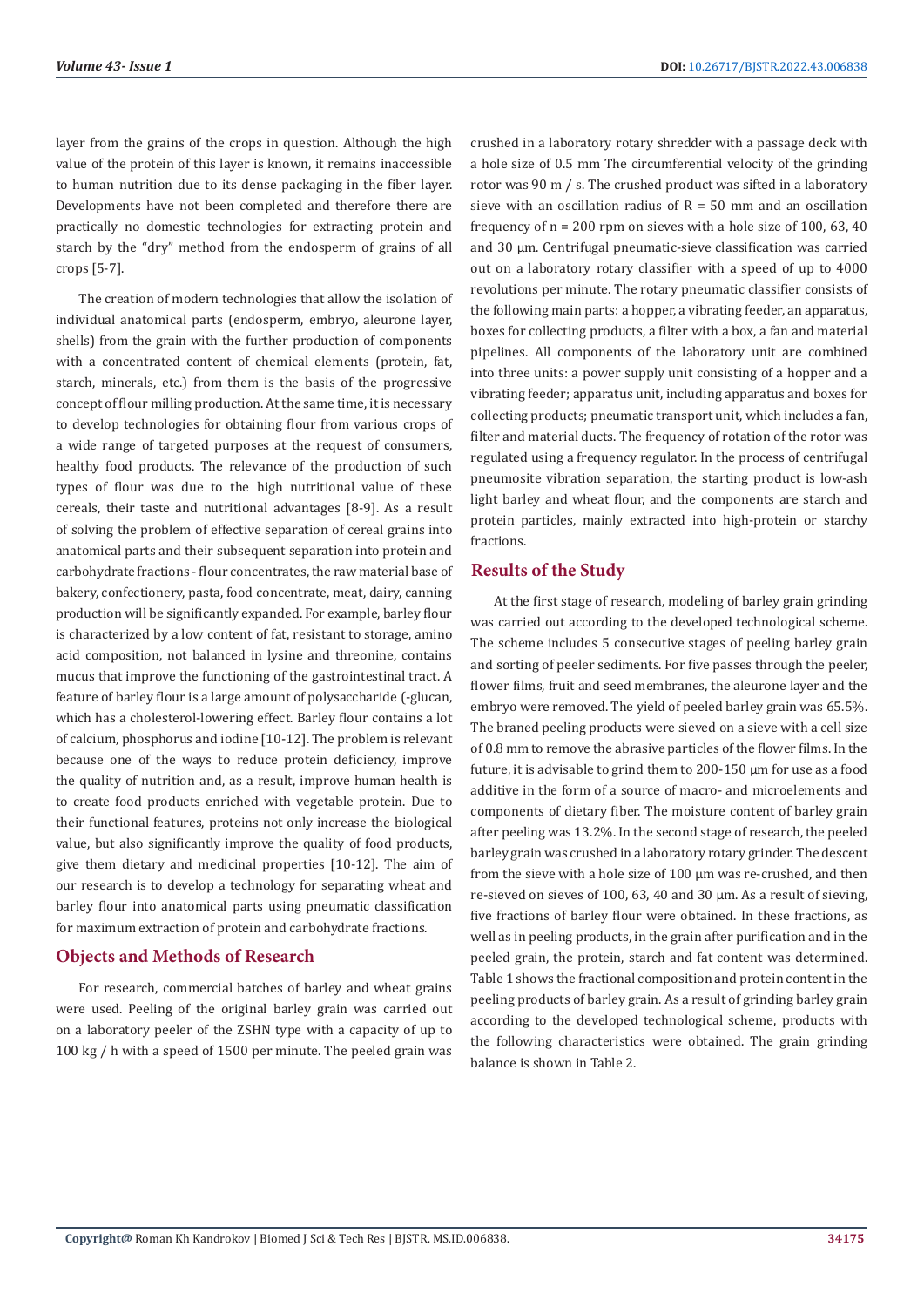layer from the grains of the crops in question. Although the high value of the protein of this layer is known, it remains inaccessible to human nutrition due to its dense packaging in the fiber layer. Developments have not been completed and therefore there are practically no domestic technologies for extracting protein and starch by the "dry" method from the endosperm of grains of all crops [5-7].

The creation of modern technologies that allow the isolation of individual anatomical parts (endosperm, embryo, aleurone layer, shells) from the grain with the further production of components with a concentrated content of chemical elements (protein, fat, starch, minerals, etc.) from them is the basis of the progressive concept of flour milling production. At the same time, it is necessary to develop technologies for obtaining flour from various crops of a wide range of targeted purposes at the request of consumers, healthy food products. The relevance of the production of such types of flour was due to the high nutritional value of these cereals, their taste and nutritional advantages [8-9]. As a result of solving the problem of effective separation of cereal grains into anatomical parts and their subsequent separation into protein and carbohydrate fractions - flour concentrates, the raw material base of bakery, confectionery, pasta, food concentrate, meat, dairy, canning production will be significantly expanded. For example, barley flour is characterized by a low content of fat, resistant to storage, amino acid composition, not balanced in lysine and threonine, contains mucus that improve the functioning of the gastrointestinal tract. A feature of barley flour is a large amount of polysaccharide (-glucan, which has a cholesterol-lowering effect. Barley flour contains a lot of calcium, phosphorus and iodine [10-12]. The problem is relevant because one of the ways to reduce protein deficiency, improve the quality of nutrition and, as a result, improve human health is to create food products enriched with vegetable protein. Due to their functional features, proteins not only increase the biological value, but also significantly improve the quality of food products, give them dietary and medicinal properties [10-12]. The aim of our research is to develop a technology for separating wheat and barley flour into anatomical parts using pneumatic classification for maximum extraction of protein and carbohydrate fractions.

## Objects and Methods of Research

For research, commercial batches of barley and wheat grains were used. Peeling of the original barley grain was carried out on a laboratory peeler of the ZSHN type with a capacity of up to 100 kg / h with a speed of 1500 per minute. The peeled grain was crushed in a laboratory rotary shredder with a passage deck with a hole size of 0.5 mm The circumferential velocity of the grinding rotor was 90 m / s. The crushed product was sifted in a laboratory sieve with an oscillation radius of R = 50 mm and an oscillation frequency of n = 200 rpm on sieves with a hole size of 100, 63, 40 and 30 µm. Centrifugal pneumatic-sieve classification was carried out on a laboratory rotary classifier with a speed of up to 4000 revolutions per minute. The rotary pneumatic classifier consists of the following main parts: a hopper, a vibrating feeder, an apparatus, boxes for collecting products, a filter with a box, a fan and material pipelines. All components of the laboratory unit are combined into three units: a power supply unit consisting of a hopper and a vibrating feeder; apparatus unit, including apparatus and boxes for collecting products; pneumatic transport unit, which includes a fan, filter and material ducts. The frequency of rotation of the rotor was regulated using a frequency regulator. In the process of centrifugal pneumosite vibration separation, the starting product is low-ash light barley and wheat flour, and the components are starch and protein particles, mainly extracted into high-protein or starchy fractions.

## Results of the Study

At the first stage of research, modeling of barley grain grinding was carried out according to the developed technological scheme. The scheme includes 5 consecutive stages of peeling barley grain and sorting of peeler sediments. For five passes through the peeler, flower films, fruit and seed membranes, the aleurone layer and the embryo were removed. The yield of peeled barley grain was 65.5%. The braned peeling products were sieved on a sieve with a cell size of 0.8 mm to remove the abrasive particles of the flower films. In the future, it is advisable to grind them to 200-150 µm for use as a food additive in the form of a source of macro- and microelements and components of dietary fiber. The moisture content of barley grain after peeling was 13.2%. In the second stage of research, the peeled barley grain was crushed in a laboratory rotary grinder. The descent from the sieve with a hole size of 100 µm was re-crushed, and then re-sieved on sieves of 100, 63, 40 and 30 µm. As a result of sieving, five fractions of barley flour were obtained. In these fractions, as well as in peeling products, in the grain after purification and in the peeled grain, the protein, starch and fat content was determined. Table 1 shows the fractional composition and protein content in the peeling products of barley grain. As a result of grinding barley grain according to the developed technological scheme, products with the following characteristics were obtained. The grain grinding balance is shown in Table 2.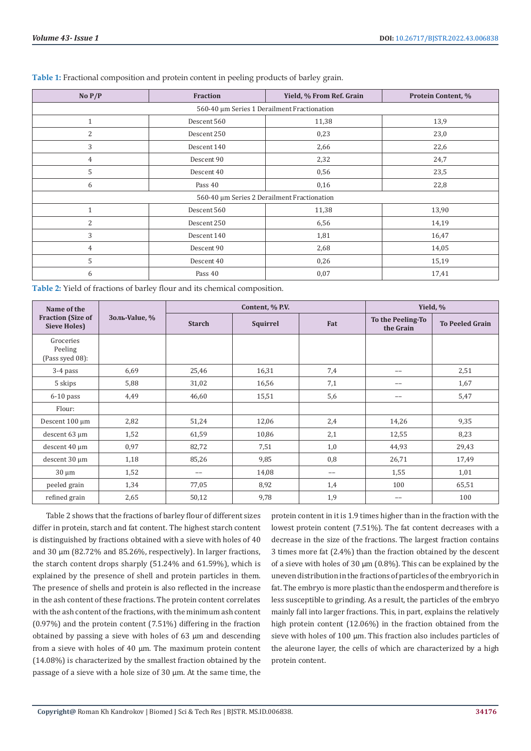**Table 1:** Fractional composition and protein content in peeling products of barley grain.

| No P/P | Fraction | Yield, % From Ref. Grain | Protein Content, % |
|---|---|---|---|
| 560-40 µm Series 1 Derailment Fractionation | | | |
| 1 | Descent 560 | 11,38 | 13,9 |
| 2 | Descent 250 | 0,23 | 23,0 |
| 3 | Descent 140 | 2,66 | 22,6 |
| 4 | Descent 90 | 2,32 | 24,7 |
| 5 | Descent 40 | 0,56 | 23,5 |
| 6 | Pass 40 | 0,16 | 22,8 |
| 560-40 µm Series 2 Derailment Fractionation | | | |
| 1 | Descent 560 | 11,38 | 13,90 |
| 2 | Descent 250 | 6,56 | 14,19 |
| 3 | Descent 140 | 1,81 | 16,47 |
| 4 | Descent 90 | 2,68 | 14,05 |
| 5 | Descent 40 | 0,26 | 15,19 |
| 6 | Pass 40 | 0,07 | 17,41 |

**Table 2:** Yield of fractions of barley flour and its chemical composition.

| Name of the Fraction (Size of Sieve Holes) | Золь-Value, % | Content, % P.V. | | | Yield, % | |
|---|---|---|---|---|---|---|
| | | Starch | Squirrel | Fat | To the Peeling-To the Grain | To Peeled Grain |
| Groceries Peeling (Pass syed 08): | | | | | | |
| 3-4 pass | 6,69 | 25,46 | 16,31 | 7,4 | -- | 2,51 |
| 5 skips | 5,88 | 31,02 | 16,56 | 7,1 | -- | 1,67 |
| 6-10 pass | 4,49 | 46,60 | 15,51 | 5,6 | -- | 5,47 |
| Flour: | | | | | | |
| Descent 100 µm | 2,82 | 51,24 | 12,06 | 2,4 | 14,26 | 9,35 |
| descent 63 µm | 1,52 | 61,59 | 10,86 | 2,1 | 12,55 | 8,23 |
| descent 40 µm | 0,97 | 82,72 | 7,51 | 1,0 | 44,93 | 29,43 |
| descent 30 µm | 1,18 | 85,26 | 9,85 | 0,8 | 26,71 | 17,49 |
| 30 µm | 1,52 | -- | 14,08 | -- | 1,55 | 1,01 |
| peeled grain | 1,34 | 77,05 | 8,92 | 1,4 | 100 | 65,51 |
| refined grain | 2,65 | 50,12 | 9,78 | 1,9 | -- | 100 |

Table 2 shows that the fractions of barley flour of different sizes differ in protein, starch and fat content. The highest starch content is distinguished by fractions obtained with a sieve with holes of 40 and 30 µm (82.72% and 85.26%, respectively). In larger fractions, the starch content drops sharply (51.24% and 61.59%), which is explained by the presence of shell and protein particles in them. The presence of shells and protein is also reflected in the increase in the ash content of these fractions. The protein content correlates with the ash content of the fractions, with the minimum ash content (0.97%) and the protein content (7.51%) differing in the fraction obtained by passing a sieve with holes of 63 µm and descending from a sieve with holes of 40 µm. The maximum protein content (14.08%) is characterized by the smallest fraction obtained by the passage of a sieve with a hole size of 30 µm. At the same time, the protein content in it is 1.9 times higher than in the fraction with the lowest protein content (7.51%). The fat content decreases with a decrease in the size of the fractions. The largest fraction contains 3 times more fat (2.4%) than the fraction obtained by the descent of a sieve with holes of 30 µm (0.8%). This can be explained by the uneven distribution in the fractions of particles of the embryo rich in fat. The embryo is more plastic than the endosperm and therefore is less susceptible to grinding. As a result, the particles of the embryo mainly fall into larger fractions. This, in part, explains the relatively high protein content (12.06%) in the fraction obtained from the sieve with holes of 100 µm. This fraction also includes particles of the aleurone layer, the cells of which are characterized by a high protein content.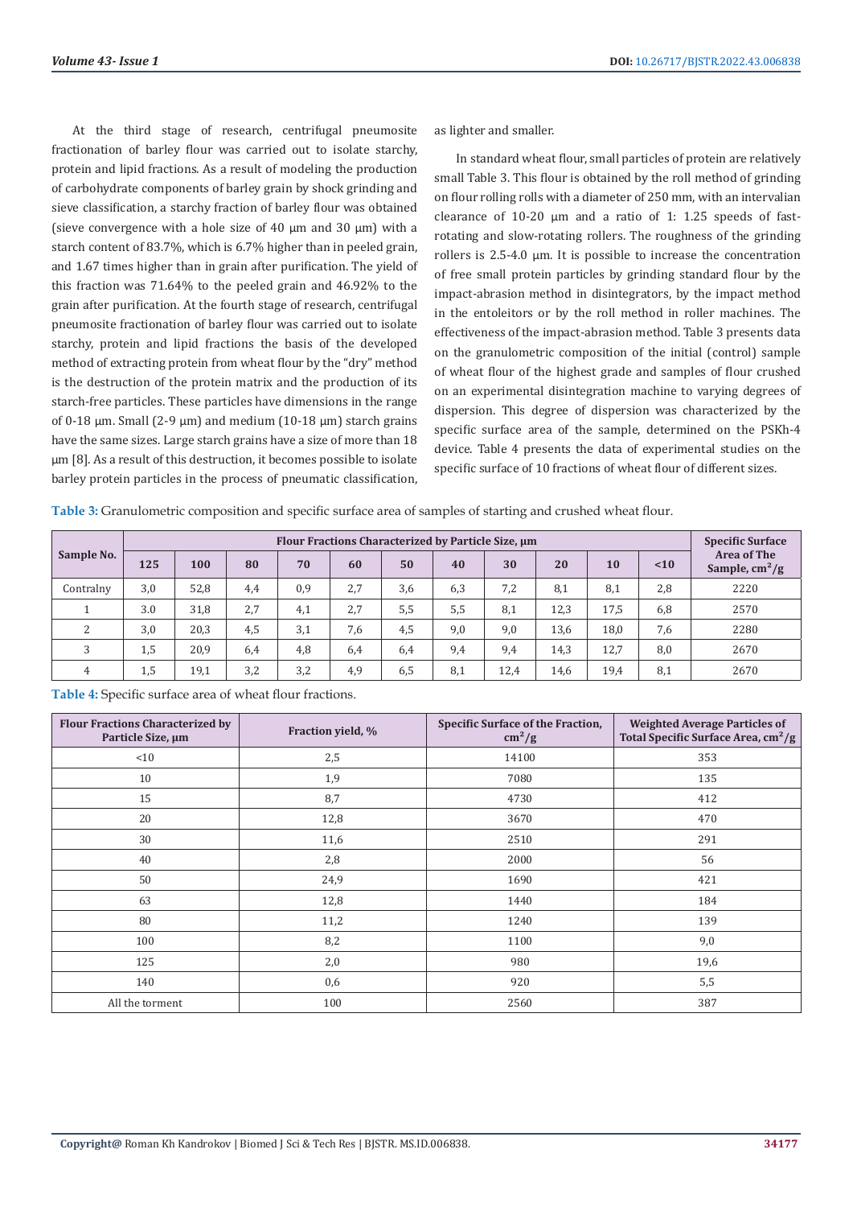At the third stage of research, centrifugal pneumosite fractionation of barley flour was carried out to isolate starchy, protein and lipid fractions. As a result of modeling the production of carbohydrate components of barley grain by shock grinding and sieve classification, a starchy fraction of barley flour was obtained (sieve convergence with a hole size of 40 µm and 30 µm) with a starch content of 83.7%, which is 6.7% higher than in peeled grain, and 1.67 times higher than in grain after purification. The yield of this fraction was 71.64% to the peeled grain and 46.92% to the grain after purification. At the fourth stage of research, centrifugal pneumosite fractionation of barley flour was carried out to isolate starchy, protein and lipid fractions the basis of the developed method of extracting protein from wheat flour by the "dry" method is the destruction of the protein matrix and the production of its starch-free particles. These particles have dimensions in the range of 0-18 µm. Small (2-9 µm) and medium (10-18 µm) starch grains have the same sizes. Large starch grains have a size of more than 18 µm [8]. As a result of this destruction, it becomes possible to isolate barley protein particles in the process of pneumatic classification, as lighter and smaller.

In standard wheat flour, small particles of protein are relatively small Table 3. This flour is obtained by the roll method of grinding on flour rolling rolls with a diameter of 250 mm, with an intervalian clearance of 10-20 µm and a ratio of 1: 1.25 speeds of fast-rotating and slow-rotating rollers. The roughness of the grinding rollers is 2.5-4.0 µm. It is possible to increase the concentration of free small protein particles by grinding standard flour by the impact-abrasion method in disintegrators, by the impact method in the entoleitors or by the roll method in roller machines. The effectiveness of the impact-abrasion method. Table 3 presents data on the granulometric composition of the initial (control) sample of wheat flour of the highest grade and samples of flour crushed on an experimental disintegration machine to varying degrees of dispersion. This degree of dispersion was characterized by the specific surface area of the sample, determined on the PSKh-4 device. Table 4 presents the data of experimental studies on the specific surface of 10 fractions of wheat flour of different sizes.

**Table 3:** Granulometric composition and specific surface area of samples of starting and crushed wheat flour.

| Sample No. | Flour Fractions Characterized by Particle Size, µm | | | | | | | | | | | Specific Surface Area of The Sample, cm$^2$/g |
|---|---|---|---|---|---|---|---|---|---|---|---|---|
| | 125 | 100 | 80 | 70 | 60 | 50 | 40 | 30 | 20 | 10 | <10 | |
| Contralny | 3,0 | 52,8 | 4,4 | 0,9 | 2,7 | 3,6 | 6,3 | 7,2 | 8,1 | 8,1 | 2,8 | 2220 |
| 1 | 3.0 | 31,8 | 2,7 | 4,1 | 2,7 | 5,5 | 5,5 | 8,1 | 12,3 | 17,5 | 6,8 | 2570 |
| 2 | 3,0 | 20,3 | 4,5 | 3,1 | 7,6 | 4,5 | 9,0 | 9,0 | 13,6 | 18,0 | 7,6 | 2280 |
| 3 | 1,5 | 20,9 | 6,4 | 4,8 | 6,4 | 6,4 | 9,4 | 9,4 | 14,3 | 12,7 | 8,0 | 2670 |
| 4 | 1,5 | 19,1 | 3,2 | 3,2 | 4,9 | 6,5 | 8,1 | 12,4 | 14,6 | 19,4 | 8,1 | 2670 |

**Table 4:** Specific surface area of wheat flour fractions.

| Flour Fractions Characterized by Particle Size, µm | Fraction yield, % | Specific Surface of the Fraction, cm$^2$/g | Weighted Average Particles of Total Specific Surface Area, cm$^2$/g |
|---|---|---|---|
| <10 | 2,5 | 14100 | 353 |
| 10 | 1,9 | 7080 | 135 |
| 15 | 8,7 | 4730 | 412 |
| 20 | 12,8 | 3670 | 470 |
| 30 | 11,6 | 2510 | 291 |
| 40 | 2,8 | 2000 | 56 |
| 50 | 24,9 | 1690 | 421 |
| 63 | 12,8 | 1440 | 184 |
| 80 | 11,2 | 1240 | 139 |
| 100 | 8,2 | 1100 | 9,0 |
| 125 | 2,0 | 980 | 19,6 |
| 140 | 0,6 | 920 | 5,5 |
| All the torment | 100 | 2560 | 387 |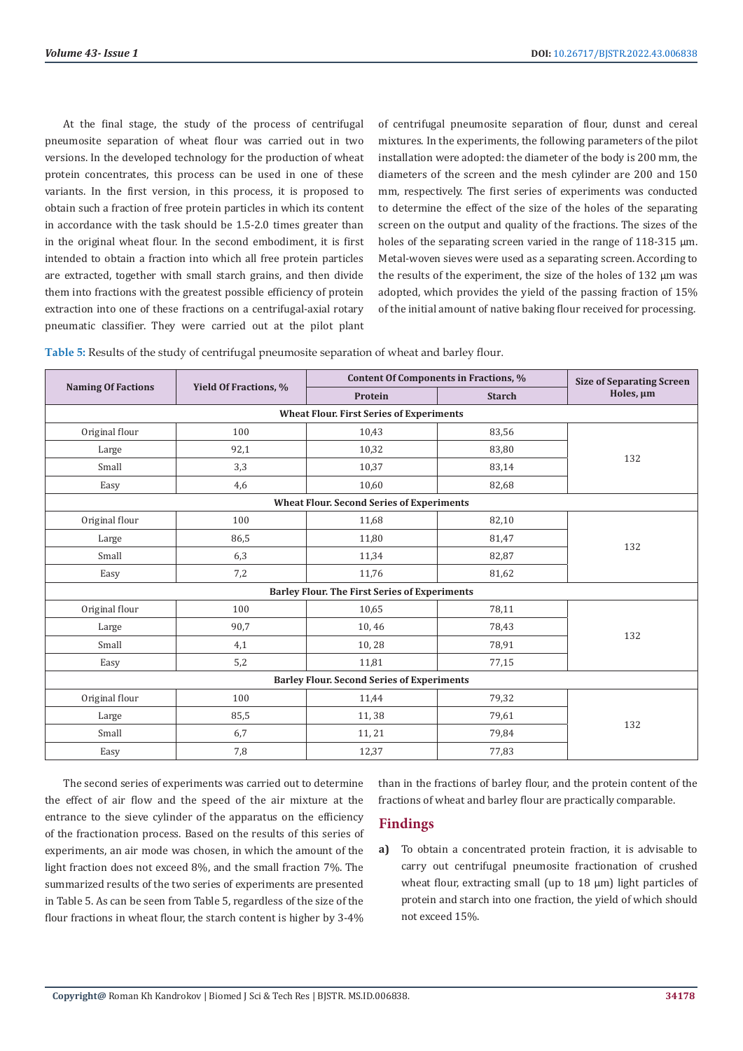At the final stage, the study of the process of centrifugal pneumosite separation of wheat flour was carried out in two versions. In the developed technology for the production of wheat protein concentrates, this process can be used in one of these variants. In the first version, in this process, it is proposed to obtain such a fraction of free protein particles in which its content in accordance with the task should be 1.5-2.0 times greater than in the original wheat flour. In the second embodiment, it is first intended to obtain a fraction into which all free protein particles are extracted, together with small starch grains, and then divide them into fractions with the greatest possible efficiency of protein extraction into one of these fractions on a centrifugal-axial rotary pneumatic classifier. They were carried out at the pilot plant of centrifugal pneumosite separation of flour, dunst and cereal mixtures. In the experiments, the following parameters of the pilot installation were adopted: the diameter of the body is 200 mm, the diameters of the screen and the mesh cylinder are 200 and 150 mm, respectively. The first series of experiments was conducted to determine the effect of the size of the holes of the separating screen on the output and quality of the fractions. The sizes of the holes of the separating screen varied in the range of 118-315 μm. Metal-woven sieves were used as a separating screen. According to the results of the experiment, the size of the holes of 132 μm was adopted, which provides the yield of the passing fraction of 15% of the initial amount of native baking flour received for processing.

**Table 5:** Results of the study of centrifugal pneumosite separation of wheat and barley flour.

| Naming Of Factions | Yield Of Fractions, % | Content Of Components in Fractions, % | | Size of Separating Screen Holes, μm |
|---|---|---|---|---|
| | | Protein | Starch | |
| **Wheat Flour. First Series of Experiments** | | | | |
| Original flour | 100 | 10,43 | 83,56 | 132 |
| Large | 92,1 | 10,32 | 83,80 | |
| Small | 3,3 | 10,37 | 83,14 | |
| Easy | 4,6 | 10,60 | 82,68 | |
| **Wheat Flour. Second Series of Experiments** | | | | |
| Original flour | 100 | 11,68 | 82,10 | 132 |
| Large | 86,5 | 11,80 | 81,47 | |
| Small | 6,3 | 11,34 | 82,87 | |
| Easy | 7,2 | 11,76 | 81,62 | |
| **Barley Flour. The First Series of Experiments** | | | | |
| Original flour | 100 | 10,65 | 78,11 | 132 |
| Large | 90,7 | 10, 46 | 78,43 | |
| Small | 4,1 | 10, 28 | 78,91 | |
| Easy | 5,2 | 11,81 | 77,15 | |
| **Barley Flour. Second Series of Experiments** | | | | |
| Original flour | 100 | 11,44 | 79,32 | 132 |
| Large | 85,5 | 11, 38 | 79,61 | |
| Small | 6,7 | 11, 21 | 79,84 | |
| Easy | 7,8 | 12,37 | 77,83 | |

The second series of experiments was carried out to determine the effect of air flow and the speed of the air mixture at the entrance to the sieve cylinder of the apparatus on the efficiency of the fractionation process. Based on the results of this series of experiments, an air mode was chosen, in which the amount of the light fraction does not exceed 8%, and the small fraction 7%. The summarized results of the two series of experiments are presented in Table 5. As can be seen from Table 5, regardless of the size of the flour fractions in wheat flour, the starch content is higher by 3-4% than in the fractions of barley flour, and the protein content of the fractions of wheat and barley flour are practically comparable.

## Findings

a) To obtain a concentrated protein fraction, it is advisable to carry out centrifugal pneumosite fractionation of crushed wheat flour, extracting small (up to 18 μm) light particles of protein and starch into one fraction, the yield of which should not exceed 15%.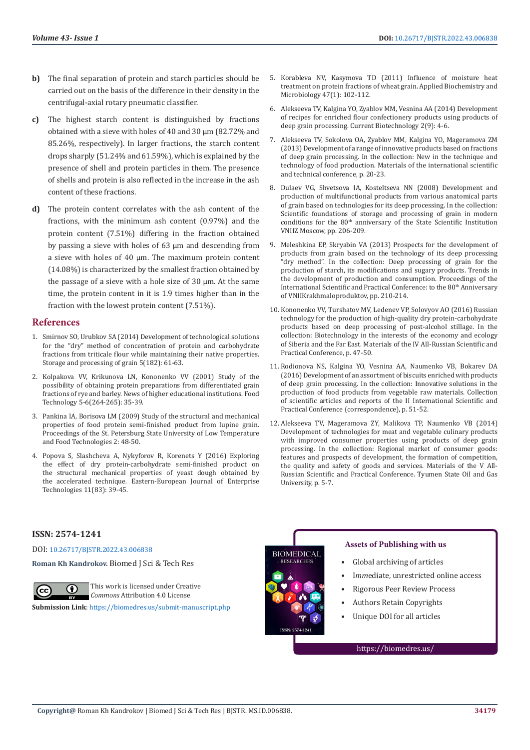b) The final separation of protein and starch particles should be carried out on the basis of the difference in their density in the centrifugal-axial rotary pneumatic classifier.

c) The highest starch content is distinguished by fractions obtained with a sieve with holes of 40 and 30 μm (82.72% and 85.26%, respectively). In larger fractions, the starch content drops sharply (51.24% and 61.59%), which is explained by the presence of shell and protein particles in them. The presence of shells and protein is also reflected in the increase in the ash content of these fractions.

d) The protein content correlates with the ash content of the fractions, with the minimum ash content (0.97%) and the protein content (7.51%) differing in the fraction obtained by passing a sieve with holes of 63 μm and descending from a sieve with holes of 40 μm. The maximum protein content (14.08%) is characterized by the smallest fraction obtained by the passage of a sieve with a hole size of 30 μm. At the same time, the protein content in it is 1.9 times higher than in the fraction with the lowest protein content (7.51%).

## References

1. Smirnov SO, Urubkov SA (2014) Development of technological solutions for the "dry" method of concentration of protein and carbohydrate fractions from triticale flour while maintaining their native properties. Storage and processing of grain 5(182): 61-63.
2. Kolpakova VV, Krikunova LN, Kononenko VV (2001) Study of the possibility of obtaining protein preparations from differentiated grain fractions of rye and barley. News of higher educational institutions. Food Technology 5-6(264-265): 35-39.
3. Pankina IA, Borisova LM (2009) Study of the structural and mechanical properties of food protein semi-finished product from lupine grain. Proceedings of the St. Petersburg State University of Low Temperature and Food Technologies 2: 48-50.
4. Popova S, Slashcheva A, Nykyforov R, Korenets Y (2016) Exploring the effect of dry protein-carbohydrate semi-finished product on the structural mechanical properties of yeast dough obtained by the accelerated technique. Eastern-European Journal of Enterprise Technologies 11(83): 39-45.
5. Korableva NV, Kasymova TD (2011) Influence of moisture heat treatment on protein fractions of wheat grain. Applied Biochemistry and Microbiology 47(1): 102-112.
6. Alekseeva TV, Kalgina YO, Zyablov MM, Vesnina AA (2014) Development of recipes for enriched flour confectionery products using products of deep grain processing. Current Biotechnology 2(9): 4-6.
7. Alekseeva TV, Sokolova OA, Zyablov MM, Kalgina YO, Mageramova ZM (2013) Development of a range of innovative products based on fractions of deep grain processing. In the collection: New in the technique and technology of food production. Materials of the international scientific and technical conference, p. 20-23.
8. Dulaev VG, Shvetsova IA, Kosteltseva NN (2008) Development and production of multifunctional products from various anatomical parts of grain based on technologies for its deep processing. In the collection: Scientific foundations of storage and processing of grain in modern conditions for the 80th anniversary of the State Scientific Institution VNIIZ Moscow, pp. 206-209.
9. Meleshkina EP, Skryabin VA (2013) Prospects for the development of products from grain based on the technology of its deep processing "dry method". In the collection: Deep processing of grain for the production of starch, its modifications and sugary products. Trends in the development of production and consumption. Proceedings of the International Scientific and Practical Conference: to the 80th Anniversary of VNIIKrakhmaloproduktov, pp. 210-214.
10. Kononenko VV, Turshatov MV, Ledenev VP, Solovyov AO (2016) Russian technology for the production of high-quality dry protein-carbohydrate products based on deep processing of post-alcohol stillage. In the collection: Biotechnology in the interests of the economy and ecology of Siberia and the Far East. Materials of the IV All-Russian Scientific and Practical Conference, p. 47-50.
11. Rodionova NS, Kalgina YO, Vesnina AA, Naumenko VB, Bokarev DA (2016) Development of an assortment of biscuits enriched with products of deep grain processing. In the collection: Innovative solutions in the production of food products from vegetable raw materials. Collection of scientific articles and reports of the II International Scientific and Practical Conference (correspondence), p. 51-52.
12. Alekseeva TV, Mageramova ZY, Malikova TP, Naumenko VB (2014) Development of technologies for meat and vegetable culinary products with improved consumer properties using products of deep grain processing. In the collection: Regional market of consumer goods: features and prospects of development, the formation of competition, the quality and safety of goods and services. Materials of the V All-Russian Scientific and Practical Conference. Tyumen State Oil and Gas University, p. 5-7.